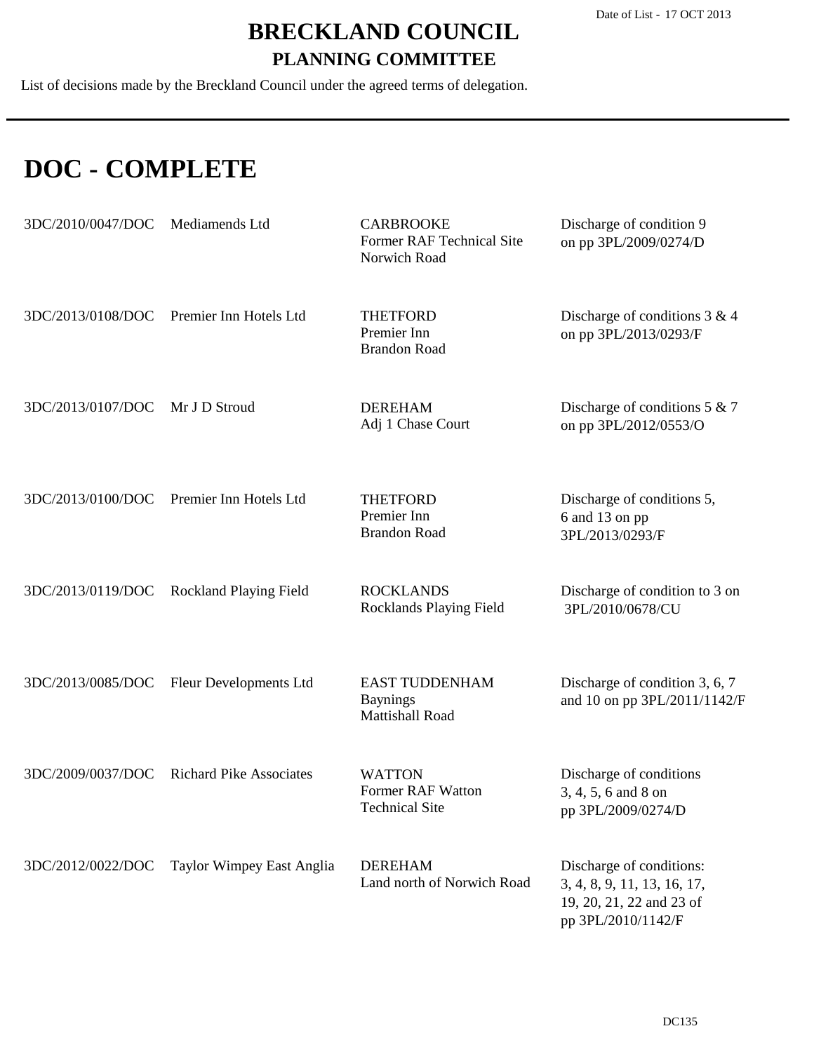Date of List - 17 OCT 2013

# BRECKLAND COUNCIL

## PLANNING COMMITTEE

List of decisions made by the Breckland Council under the agreed terms of delegation.

# DOC - COMPLETE

| | | | |
|---|---|---|---|
| 3DC/2010/0047/DOC | Mediamends Ltd | CARBROOKE<br>Former RAF Technical Site<br>Norwich Road | Discharge of condition 9 on pp 3PL/2009/0274/D |
| 3DC/2013/0108/DOC | Premier Inn Hotels Ltd | THETFORD<br>Premier Inn<br>Brandon Road | Discharge of conditions 3 & 4 on pp 3PL/2013/0293/F |
| 3DC/2013/0107/DOC | Mr J D Stroud | DEREHAM<br>Adj 1 Chase Court | Discharge of conditions 5 & 7 on pp 3PL/2012/0553/O |
| 3DC/2013/0100/DOC | Premier Inn Hotels Ltd | THETFORD<br>Premier Inn<br>Brandon Road | Discharge of conditions 5, 6 and 13 on pp 3PL/2013/0293/F |
| 3DC/2013/0119/DOC | Rockland Playing Field | ROCKLANDS<br>Rocklands Playing Field | Discharge of condition to 3 on 3PL/2010/0678/CU |
| 3DC/2013/0085/DOC | Fleur Developments Ltd | EAST TUDDENHAM<br>Baynings<br>Mattishall Road | Discharge of condition 3, 6, 7 and 10 on pp 3PL/2011/1142/F |
| 3DC/2009/0037/DOC | Richard Pike Associates | WATTON<br>Former RAF Watton<br>Technical Site | Discharge of conditions 3, 4, 5, 6 and 8 on pp 3PL/2009/0274/D |
| 3DC/2012/0022/DOC | Taylor Wimpey East Anglia | DEREHAM<br>Land north of Norwich Road | Discharge of conditions: 3, 4, 8, 9, 11, 13, 16, 17, 19, 20, 21, 22 and 23 of pp 3PL/2010/1142/F |

DC135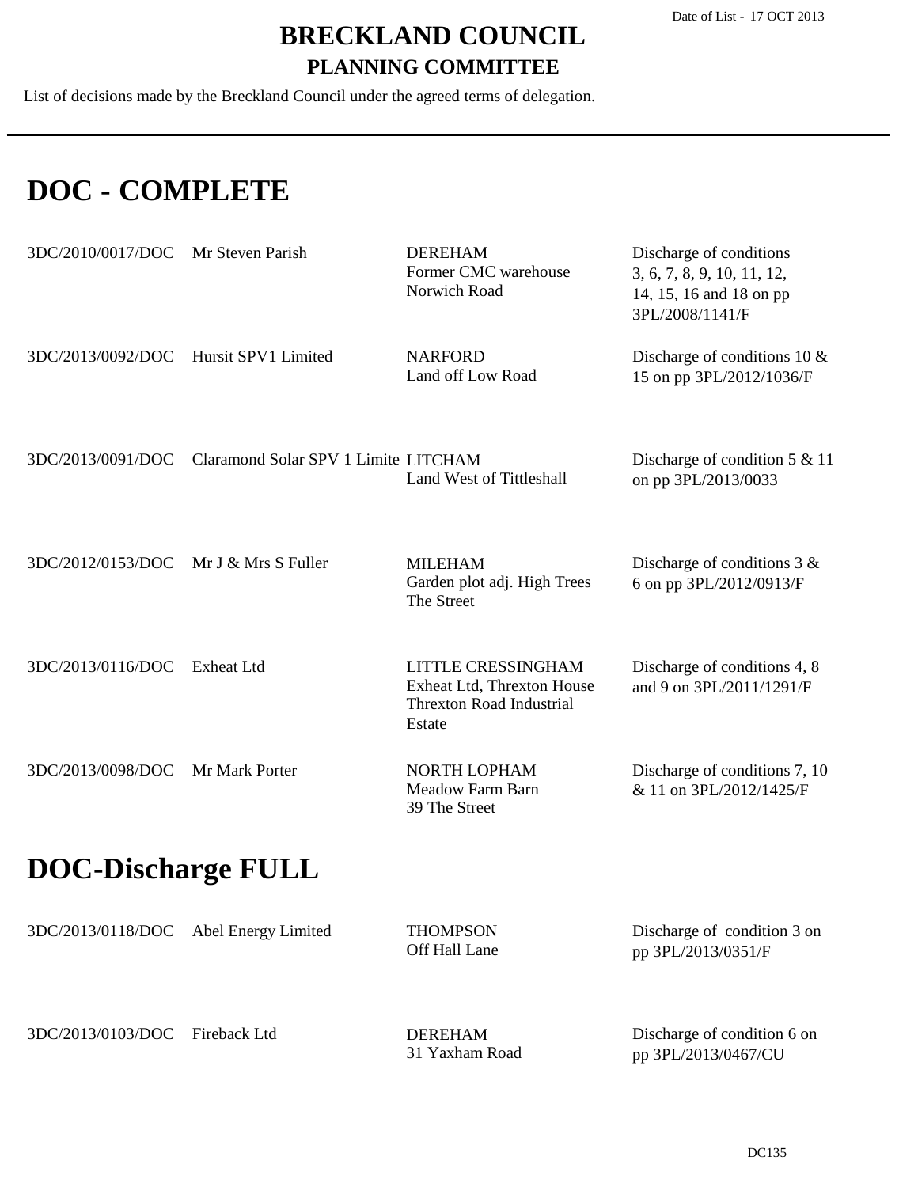# BRECKLAND COUNCIL

## PLANNING COMMITTEE

List of decisions made by the Breckland Council under the agreed terms of delegation.

Date of List - 17 OCT 2013

# DOC - COMPLETE

| | | | |
|---|---|---|---|
| 3DC/2010/0017/DOC | Mr Steven Parish | DEREHAM<br>Former CMC warehouse<br>Norwich Road | Discharge of conditions 3, 6, 7, 8, 9, 10, 11, 12, 14, 15, 16 and 18 on pp 3PL/2008/1141/F |
| 3DC/2013/0092/DOC | Hursit SPV1 Limited | NARFORD<br>Land off Low Road | Discharge of conditions 10 & 15 on pp 3PL/2012/1036/F |
| 3DC/2013/0091/DOC | Claramond Solar SPV 1 Limite | LITCHAM<br>Land West of Tittleshall | Discharge of condition 5 & 11 on pp 3PL/2013/0033 |
| 3DC/2012/0153/DOC | Mr J & Mrs S Fuller | MILEHAM<br>Garden plot adj. High Trees<br>The Street | Discharge of conditions 3 & 6 on pp 3PL/2012/0913/F |
| 3DC/2013/0116/DOC | Exheat Ltd | LITTLE CRESSINGHAM<br>Exheat Ltd, Threxton House<br>Threxton Road Industrial Estate | Discharge of conditions 4, 8 and 9 on 3PL/2011/1291/F |
| 3DC/2013/0098/DOC | Mr Mark Porter | NORTH LOPHAM<br>Meadow Farm Barn<br>39 The Street | Discharge of conditions 7, 10 & 11 on 3PL/2012/1425/F |

# DOC-Discharge FULL

| | | | |
|---|---|---|---|
| 3DC/2013/0118/DOC | Abel Energy Limited | THOMPSON<br>Off Hall Lane | Discharge of condition 3 on pp 3PL/2013/0351/F |
| 3DC/2013/0103/DOC | Fireback Ltd | DEREHAM<br>31 Yaxham Road | Discharge of condition 6 on pp 3PL/2013/0467/CU |

DC135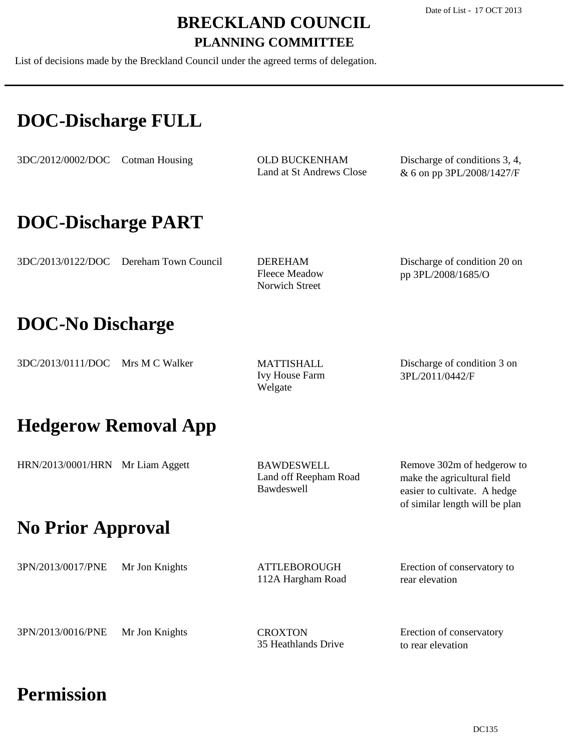# BRECKLAND COUNCIL

## PLANNING COMMITTEE

Date of List - 17 OCT 2013

List of decisions made by the Breckland Council under the agreed terms of delegation.

## DOC-Discharge FULL

| Reference | Applicant | Location | Proposal |
|---|---|---|---|
| 3DC/2012/0002/DOC | Cotman Housing | OLD BUCKENHAM<br>Land at St Andrews Close | Discharge of conditions 3, 4, & 6 on pp 3PL/2008/1427/F |

## DOC-Discharge PART

| Reference | Applicant | Location | Proposal |
|---|---|---|---|
| 3DC/2013/0122/DOC | Dereham Town Council | DEREHAM<br>Fleece Meadow<br>Norwich Street | Discharge of condition 20 on pp 3PL/2008/1685/O |

## DOC-No Discharge

| Reference | Applicant | Location | Proposal |
|---|---|---|---|
| 3DC/2013/0111/DOC | Mrs M C Walker | MATTISHALL<br>Ivy House Farm<br>Welgate | Discharge of condition 3 on 3PL/2011/0442/F |

## Hedgerow Removal App

| Reference | Applicant | Location | Proposal |
|---|---|---|---|
| HRN/2013/0001/HRN | Mr Liam Aggett | BAWDESWELL<br>Land off Reepham Road<br>Bawdeswell | Remove 302m of hedgerow to make the agricultural field easier to cultivate. A hedge of similar length will be plan |

## No Prior Approval

| Reference | Applicant | Location | Proposal |
|---|---|---|---|
| 3PN/2013/0017/PNE | Mr Jon Knights | ATTLEBOROUGH<br>112A Hargham Road | Erection of conservatory to rear elevation |
| 3PN/2013/0016/PNE | Mr Jon Knights | CROXTON<br>35 Heathlands Drive | Erection of conservatory to rear elevation |

## Permission

DC135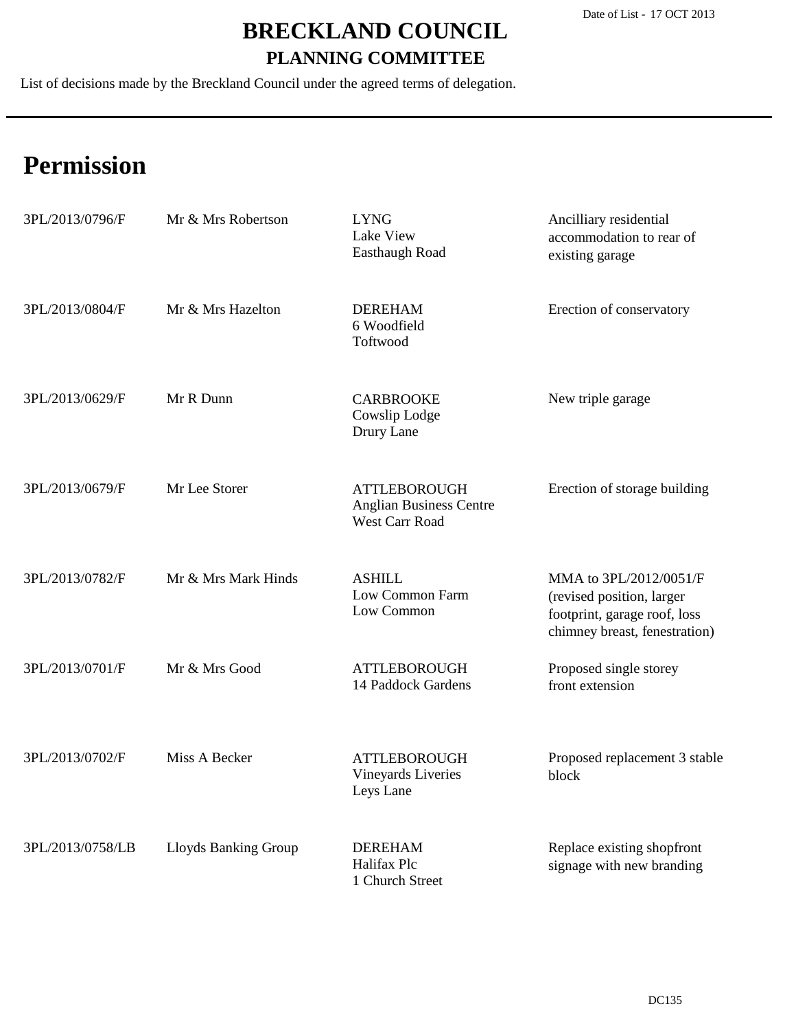# BRECKLAND COUNCIL

## PLANNING COMMITTEE

List of decisions made by the Breckland Council under the agreed terms of delegation.

Date of List - 17 OCT 2013

# Permission

| | | | |
|---|---|---|---|
| 3PL/2013/0796/F | Mr & Mrs Robertson | LYNG<br>Lake View<br>Easthaugh Road | Ancilliary residential accommodation to rear of existing garage |
| 3PL/2013/0804/F | Mr & Mrs Hazelton | DEREHAM<br>6 Woodfield<br>Toftwood | Erection of conservatory |
| 3PL/2013/0629/F | Mr R Dunn | CARBROOKE<br>Cowslip Lodge<br>Drury Lane | New triple garage |
| 3PL/2013/0679/F | Mr Lee Storer | ATTLEBOROUGH<br>Anglian Business Centre<br>West Carr Road | Erection of storage building |
| 3PL/2013/0782/F | Mr & Mrs Mark Hinds | ASHILL<br>Low Common Farm<br>Low Common | MMA to 3PL/2012/0051/F (revised position, larger footprint, garage roof, loss chimney breast, fenestration) |
| 3PL/2013/0701/F | Mr & Mrs Good | ATTLEBOROUGH<br>14 Paddock Gardens | Proposed single storey front extension |
| 3PL/2013/0702/F | Miss A Becker | ATTLEBOROUGH<br>Vineyards Liveries<br>Leys Lane | Proposed replacement 3 stable block |
| 3PL/2013/0758/LB | Lloyds Banking Group | DEREHAM<br>Halifax Plc<br>1 Church Street | Replace existing shopfront signage with new branding |

DC135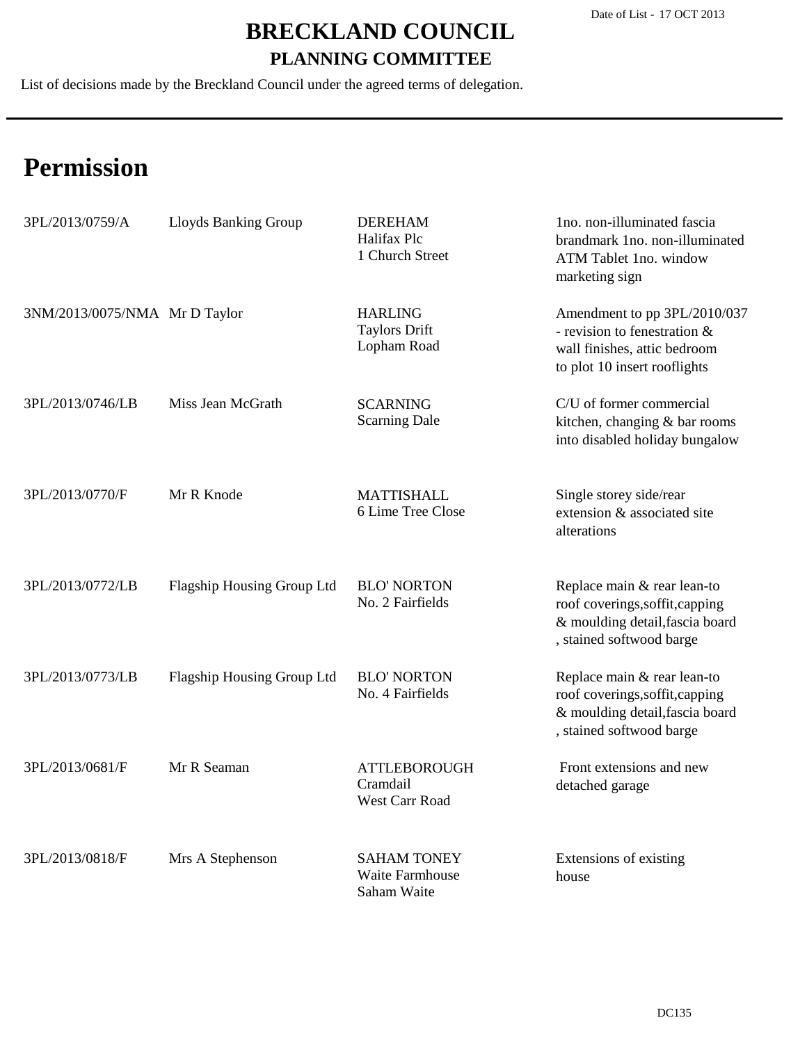Date of List - 17 OCT 2013

# BRECKLAND COUNCIL

## PLANNING COMMITTEE

List of decisions made by the Breckland Council under the agreed terms of delegation.

# Permission

| | | | |
|---|---|---|---|
| 3PL/2013/0759/A | Lloyds Banking Group | DEREHAM<br>Halifax Plc<br>1 Church Street | 1no. non-illuminated fascia brandmark 1no. non-illuminated ATM Tablet 1no. window marketing sign |
| 3NM/2013/0075/NMA | Mr D Taylor | HARLING<br>Taylors Drift<br>Lopham Road | Amendment to pp 3PL/2010/037 - revision to fenestration & wall finishes, attic bedroom to plot 10 insert rooflights |
| 3PL/2013/0746/LB | Miss Jean McGrath | SCARNING<br>Scarning Dale | C/U of former commercial kitchen, changing & bar rooms into disabled holiday bungalow |
| 3PL/2013/0770/F | Mr R Knode | MATTISHALL<br>6 Lime Tree Close | Single storey side/rear extension & associated site alterations |
| 3PL/2013/0772/LB | Flagship Housing Group Ltd | BLO' NORTON<br>No. 2 Fairfields | Replace main & rear lean-to roof coverings,soffit,capping & moulding detail,fascia board , stained softwood barge |
| 3PL/2013/0773/LB | Flagship Housing Group Ltd | BLO' NORTON<br>No. 4 Fairfields | Replace main & rear lean-to roof coverings,soffit,capping & moulding detail,fascia board , stained softwood barge |
| 3PL/2013/0681/F | Mr R Seaman | ATTLEBOROUGH<br>Cramdail<br>West Carr Road | Front extensions and new detached garage |
| 3PL/2013/0818/F | Mrs A Stephenson | SAHAM TONEY<br>Waite Farmhouse<br>Saham Waite | Extensions of existing house |

DC135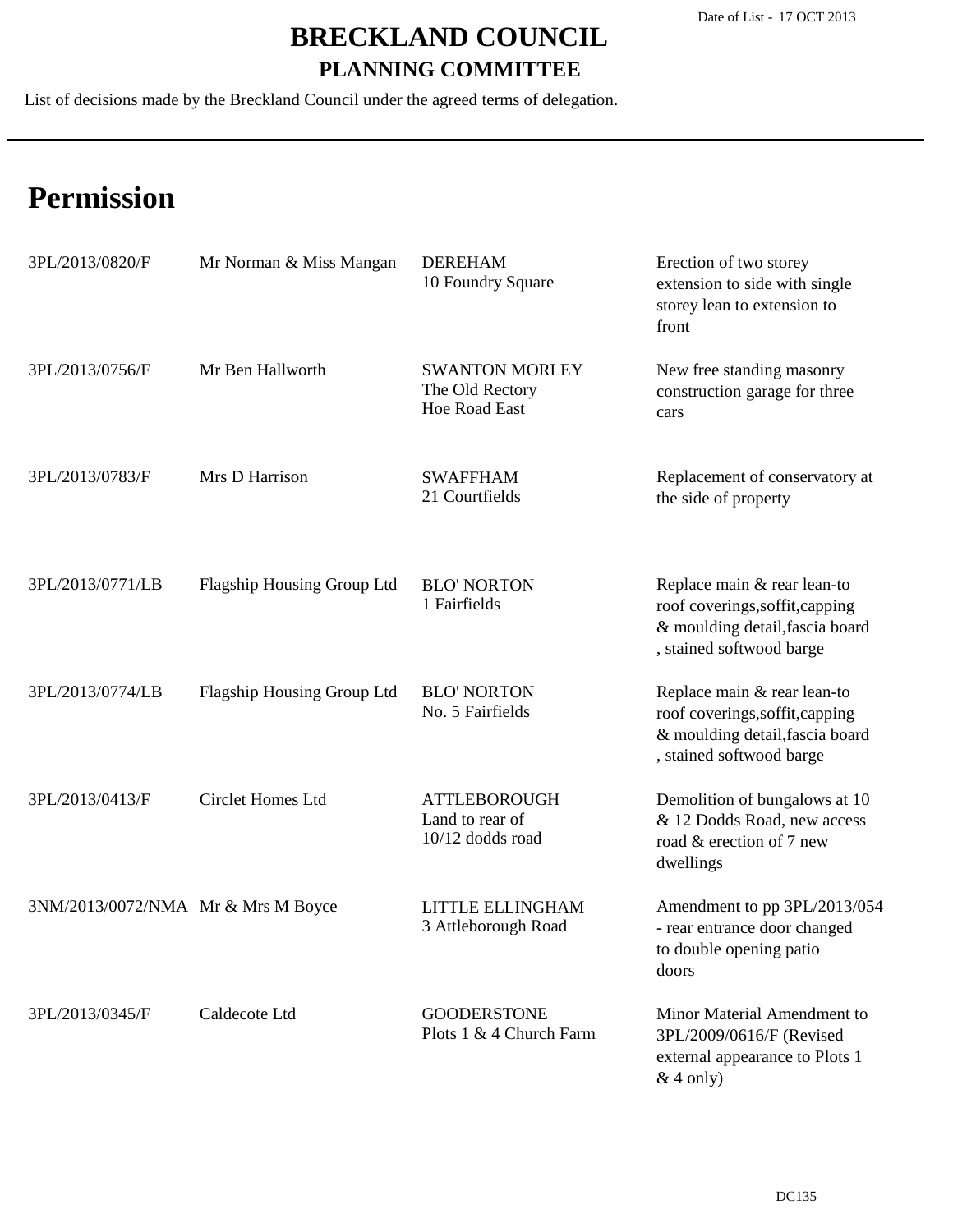# BRECKLAND COUNCIL

## PLANNING COMMITTEE

List of decisions made by the Breckland Council under the agreed terms of delegation.

Date of List - 17 OCT 2013

# Permission

| | | | |
|---|---|---|---|
| 3PL/2013/0820/F | Mr Norman & Miss Mangan | DEREHAM<br>10 Foundry Square | Erection of two storey extension to side with single storey lean to extension to front |
| 3PL/2013/0756/F | Mr Ben Hallworth | SWANTON MORLEY<br>The Old Rectory<br>Hoe Road East | New free standing masonry construction garage for three cars |
| 3PL/2013/0783/F | Mrs D Harrison | SWAFFHAM<br>21 Courtfields | Replacement of conservatory at the side of property |
| 3PL/2013/0771/LB | Flagship Housing Group Ltd | BLO' NORTON<br>1 Fairfields | Replace main & rear lean-to roof coverings,soffit,capping & moulding detail,fascia board , stained softwood barge |
| 3PL/2013/0774/LB | Flagship Housing Group Ltd | BLO' NORTON<br>No. 5 Fairfields | Replace main & rear lean-to roof coverings,soffit,capping & moulding detail,fascia board , stained softwood barge |
| 3PL/2013/0413/F | Circlet Homes Ltd | ATTLEBOROUGH<br>Land to rear of<br>10/12 dodds road | Demolition of bungalows at 10 & 12 Dodds Road, new access road & erection of 7 new dwellings |
| 3NM/2013/0072/NMA | Mr & Mrs M Boyce | LITTLE ELLINGHAM<br>3 Attleborough Road | Amendment to pp 3PL/2013/054 - rear entrance door changed to double opening patio doors |
| 3PL/2013/0345/F | Caldecote Ltd | GOODERSTONE<br>Plots 1 & 4 Church Farm | Minor Material Amendment to 3PL/2009/0616/F (Revised external appearance to Plots 1 & 4 only) |

DC135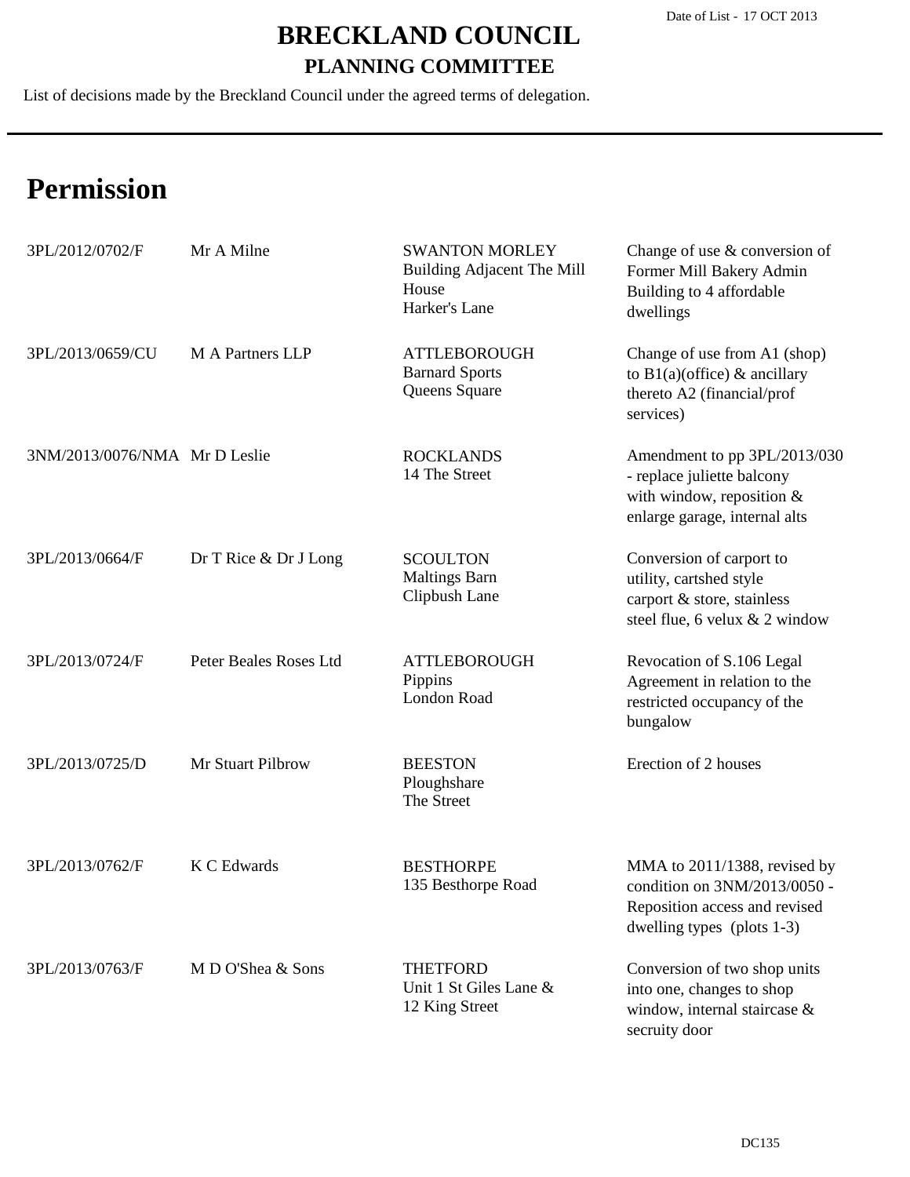Date of List - 17 OCT 2013

# BRECKLAND COUNCIL

## PLANNING COMMITTEE

List of decisions made by the Breckland Council under the agreed terms of delegation.

# Permission

| | | | |
|---|---|---|---|
| 3PL/2012/0702/F | Mr A Milne | SWANTON MORLEY<br>Building Adjacent The Mill House<br>Harker's Lane | Change of use & conversion of Former Mill Bakery Admin Building to 4 affordable dwellings |
| 3PL/2013/0659/CU | M A Partners LLP | ATTLEBOROUGH<br>Barnard Sports<br>Queens Square | Change of use from A1 (shop) to B1(a)(office) & ancillary thereto A2 (financial/prof services) |
| 3NM/2013/0076/NMA | Mr D Leslie | ROCKLANDS<br>14 The Street | Amendment to pp 3PL/2013/030 - replace juliette balcony with window, reposition & enlarge garage, internal alts |
| 3PL/2013/0664/F | Dr T Rice & Dr J Long | SCOULTON<br>Maltings Barn<br>Clipbush Lane | Conversion of carport to utility, cartshed style carport & store, stainless steel flue, 6 velux & 2 window |
| 3PL/2013/0724/F | Peter Beales Roses Ltd | ATTLEBOROUGH<br>Pippins<br>London Road | Revocation of S.106 Legal Agreement in relation to the restricted occupancy of the bungalow |
| 3PL/2013/0725/D | Mr Stuart Pilbrow | BEESTON<br>Ploughshare<br>The Street | Erection of 2 houses |
| 3PL/2013/0762/F | K C Edwards | BESTHORPE<br>135 Besthorpe Road | MMA to 2011/1388, revised by condition on 3NM/2013/0050 - Reposition access and revised dwelling types (plots 1-3) |
| 3PL/2013/0763/F | M D O'Shea & Sons | THETFORD<br>Unit 1 St Giles Lane & 12 King Street | Conversion of two shop units into one, changes to shop window, internal staircase & secruity door |

DC135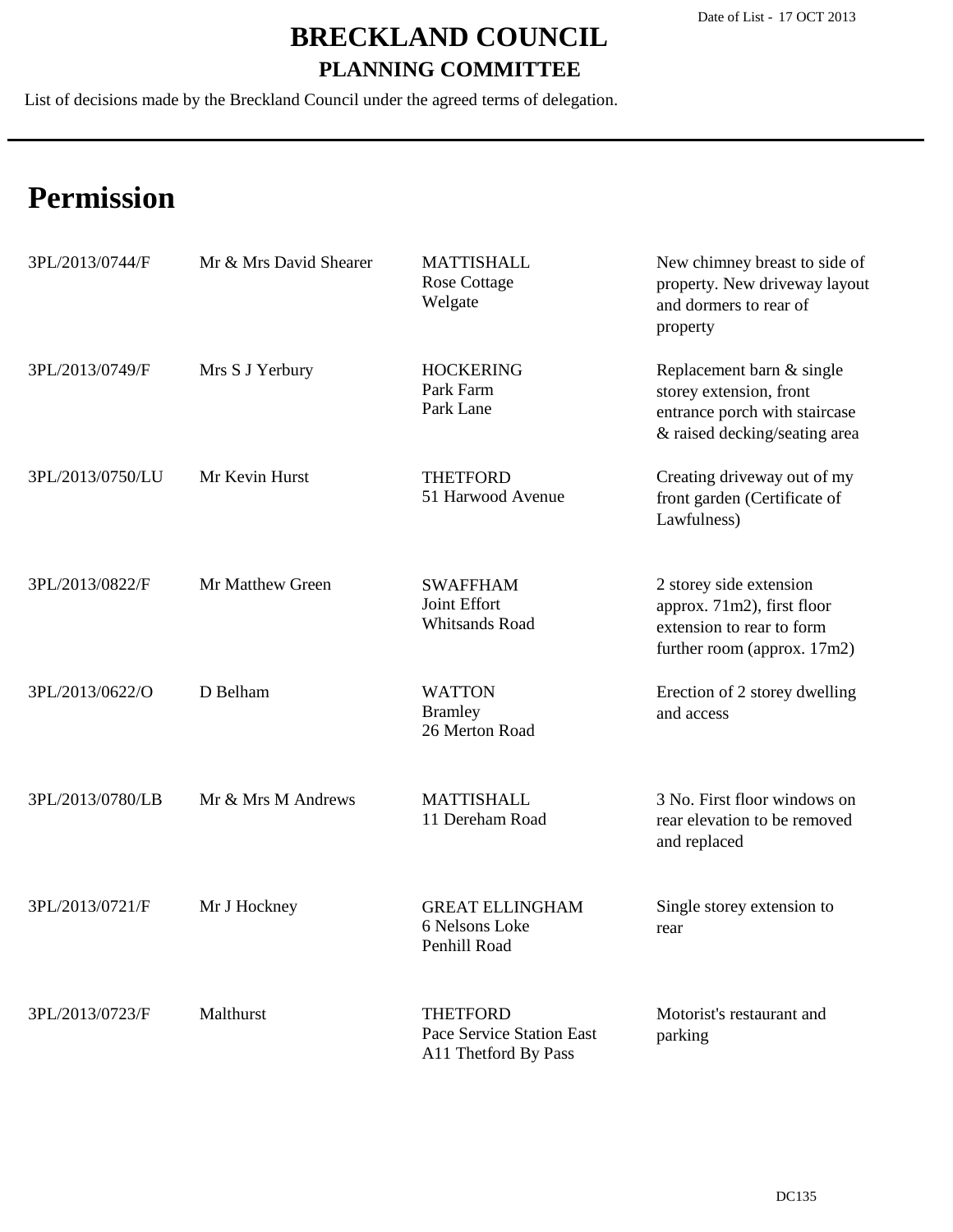# BRECKLAND COUNCIL

## PLANNING COMMITTEE

List of decisions made by the Breckland Council under the agreed terms of delegation.

Date of List - 17 OCT 2013

# Permission

| Reference | Applicant | Location | Proposal |
|---|---|---|---|
| 3PL/2013/0744/F | Mr & Mrs David Shearer | MATTISHALL<br>Rose Cottage<br>Welgate | New chimney breast to side of property. New driveway layout and dormers to rear of property |
| 3PL/2013/0749/F | Mrs S J Yerbury | HOCKERING<br>Park Farm<br>Park Lane | Replacement barn & single storey extension, front entrance porch with staircase & raised decking/seating area |
| 3PL/2013/0750/LU | Mr Kevin Hurst | THETFORD<br>51 Harwood Avenue | Creating driveway out of my front garden (Certificate of Lawfulness) |
| 3PL/2013/0822/F | Mr Matthew Green | SWAFFHAM<br>Joint Effort<br>Whitsands Road | 2 storey side extension approx. 71m2), first floor extension to rear to form further room (approx. 17m2) |
| 3PL/2013/0622/O | D Belham | WATTON<br>Bramley<br>26 Merton Road | Erection of 2 storey dwelling and access |
| 3PL/2013/0780/LB | Mr & Mrs M Andrews | MATTISHALL<br>11 Dereham Road | 3 No. First floor windows on rear elevation to be removed and replaced |
| 3PL/2013/0721/F | Mr J Hockney | GREAT ELLINGHAM<br>6 Nelsons Loke<br>Penhill Road | Single storey extension to rear |
| 3PL/2013/0723/F | Malthurst | THETFORD<br>Pace Service Station East<br>A11 Thetford By Pass | Motorist's restaurant and parking |

DC135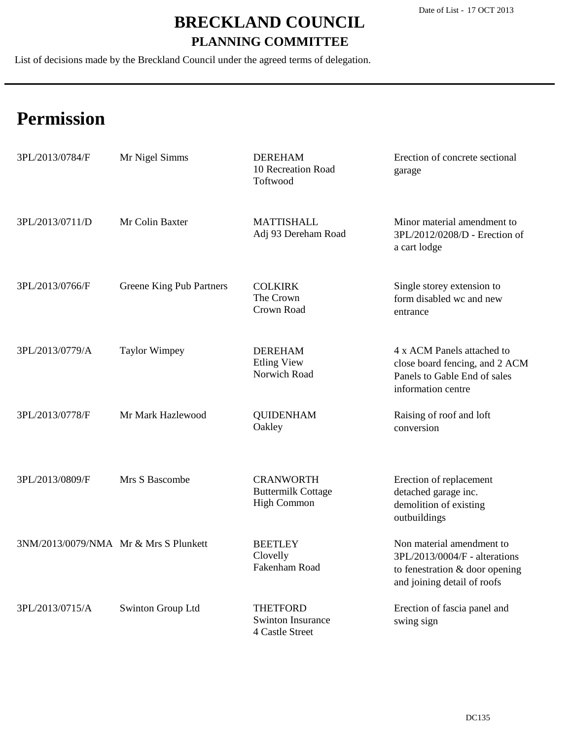# BRECKLAND COUNCIL

## PLANNING COMMITTEE

List of decisions made by the Breckland Council under the agreed terms of delegation.

Date of List - 17 OCT 2013

# Permission

| | | | |
|---|---|---|---|
| 3PL/2013/0784/F | Mr Nigel Simms | DEREHAM<br>10 Recreation Road<br>Toftwood | Erection of concrete sectional garage |
| 3PL/2013/0711/D | Mr Colin Baxter | MATTISHALL<br>Adj 93 Dereham Road | Minor material amendment to 3PL/2012/0208/D - Erection of a cart lodge |
| 3PL/2013/0766/F | Greene King Pub Partners | COLKIRK<br>The Crown<br>Crown Road | Single storey extension to form disabled wc and new entrance |
| 3PL/2013/0779/A | Taylor Wimpey | DEREHAM<br>Etling View<br>Norwich Road | 4 x ACM Panels attached to close board fencing, and 2 ACM Panels to Gable End of sales information centre |
| 3PL/2013/0778/F | Mr Mark Hazlewood | QUIDENHAM<br>Oakley | Raising of roof and loft conversion |
| 3PL/2013/0809/F | Mrs S Bascombe | CRANWORTH<br>Buttermilk Cottage<br>High Common | Erection of replacement detached garage inc. demolition of existing outbuildings |
| 3NM/2013/0079/NMA | Mr & Mrs S Plunkett | BEETLEY<br>Clovelly<br>Fakenham Road | Non material amendment to 3PL/2013/0004/F - alterations to fenestration & door opening and joining detail of roofs |
| 3PL/2013/0715/A | Swinton Group Ltd | THETFORD<br>Swinton Insurance<br>4 Castle Street | Erection of fascia panel and swing sign |

DC135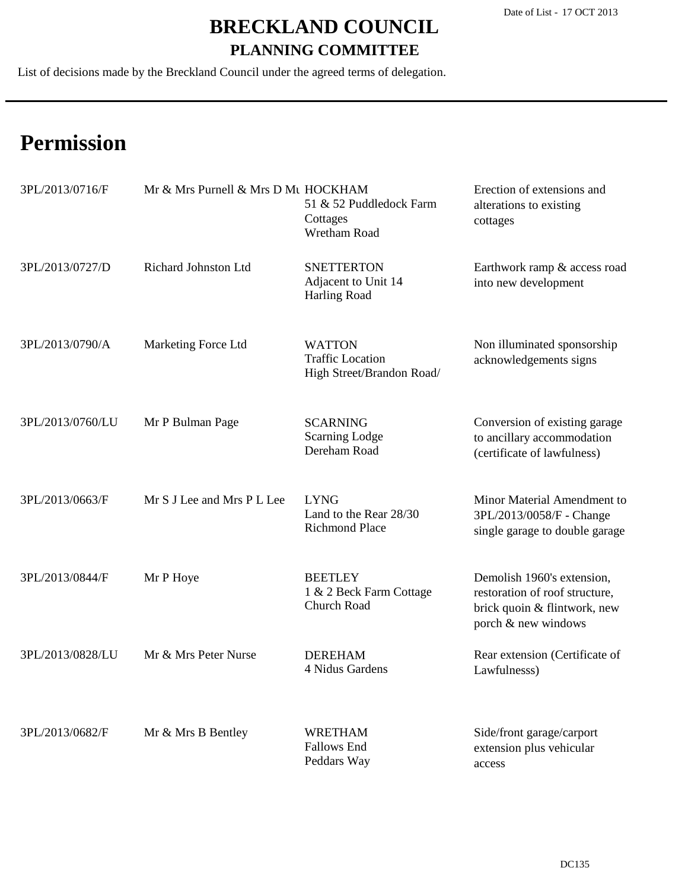# BRECKLAND COUNCIL

## PLANNING COMMITTEE

Date of List - 17 OCT 2013

List of decisions made by the Breckland Council under the agreed terms of delegation.

# Permission

| | | | |
|---|---|---|---|
| 3PL/2013/0716/F | Mr & Mrs Purnell & Mrs D Mu | HOCKHAM<br>51 & 52 Puddledock Farm Cottages<br>Wretham Road | Erection of extensions and alterations to existing cottages |
| 3PL/2013/0727/D | Richard Johnston Ltd | SNETTERTON<br>Adjacent to Unit 14<br>Harling Road | Earthwork ramp & access road into new development |
| 3PL/2013/0790/A | Marketing Force Ltd | WATTON<br>Traffic Location<br>High Street/Brandon Road/ | Non illuminated sponsorship acknowledgements signs |
| 3PL/2013/0760/LU | Mr P Bulman Page | SCARNING<br>Scarning Lodge<br>Dereham Road | Conversion of existing garage to ancillary accommodation (certificate of lawfulness) |
| 3PL/2013/0663/F | Mr S J Lee and Mrs P L Lee | LYNG<br>Land to the Rear 28/30<br>Richmond Place | Minor Material Amendment to 3PL/2013/0058/F - Change single garage to double garage |
| 3PL/2013/0844/F | Mr P Hoye | BEETLEY<br>1 & 2 Beck Farm Cottage<br>Church Road | Demolish 1960's extension, restoration of roof structure, brick quoin & flintwork, new porch & new windows |
| 3PL/2013/0828/LU | Mr & Mrs Peter Nurse | DEREHAM<br>4 Nidus Gardens | Rear extension (Certificate of Lawfulnesss) |
| 3PL/2013/0682/F | Mr & Mrs B Bentley | WRETHAM<br>Fallows End<br>Peddars Way | Side/front garage/carport extension plus vehicular access |

DC135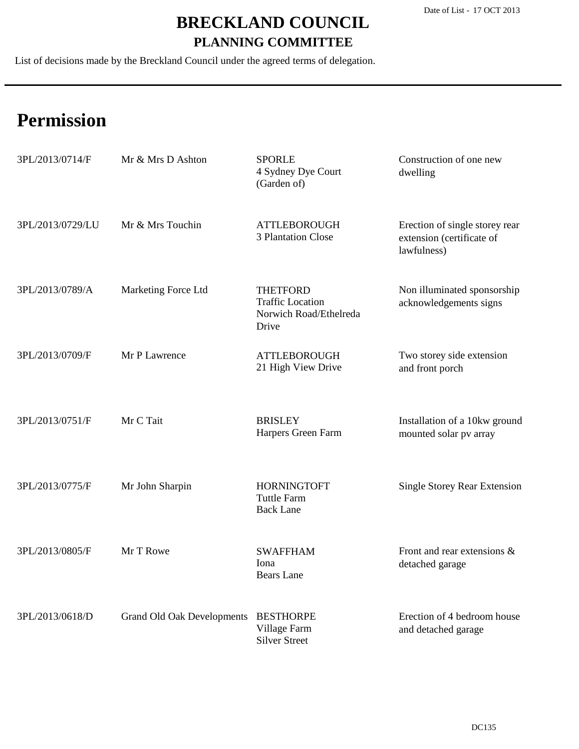# BRECKLAND COUNCIL

## PLANNING COMMITTEE

List of decisions made by the Breckland Council under the agreed terms of delegation.

## Permission

| Reference | Applicant | Location | Proposal |
|---|---|---|---|
| 3PL/2013/0714/F | Mr & Mrs D Ashton | SPORLE<br>4 Sydney Dye Court<br>(Garden of) | Construction of one new dwelling |
| 3PL/2013/0729/LU | Mr & Mrs Touchin | ATTLEBOROUGH<br>3 Plantation Close | Erection of single storey rear extension (certificate of lawfulness) |
| 3PL/2013/0789/A | Marketing Force Ltd | THETFORD<br>Traffic Location<br>Norwich Road/Ethelreda Drive | Non illuminated sponsorship acknowledgements signs |
| 3PL/2013/0709/F | Mr P Lawrence | ATTLEBOROUGH<br>21 High View Drive | Two storey side extension and front porch |
| 3PL/2013/0751/F | Mr C Tait | BRISLEY<br>Harpers Green Farm | Installation of a 10kw ground mounted solar pv array |
| 3PL/2013/0775/F | Mr John Sharpin | HORNINGTOFT<br>Tuttle Farm<br>Back Lane | Single Storey Rear Extension |
| 3PL/2013/0805/F | Mr T Rowe | SWAFFHAM<br>Iona<br>Bears Lane | Front and rear extensions & detached garage |
| 3PL/2013/0618/D | Grand Old Oak Developments | BESTHORPE<br>Village Farm<br>Silver Street | Erection of 4 bedroom house and detached garage |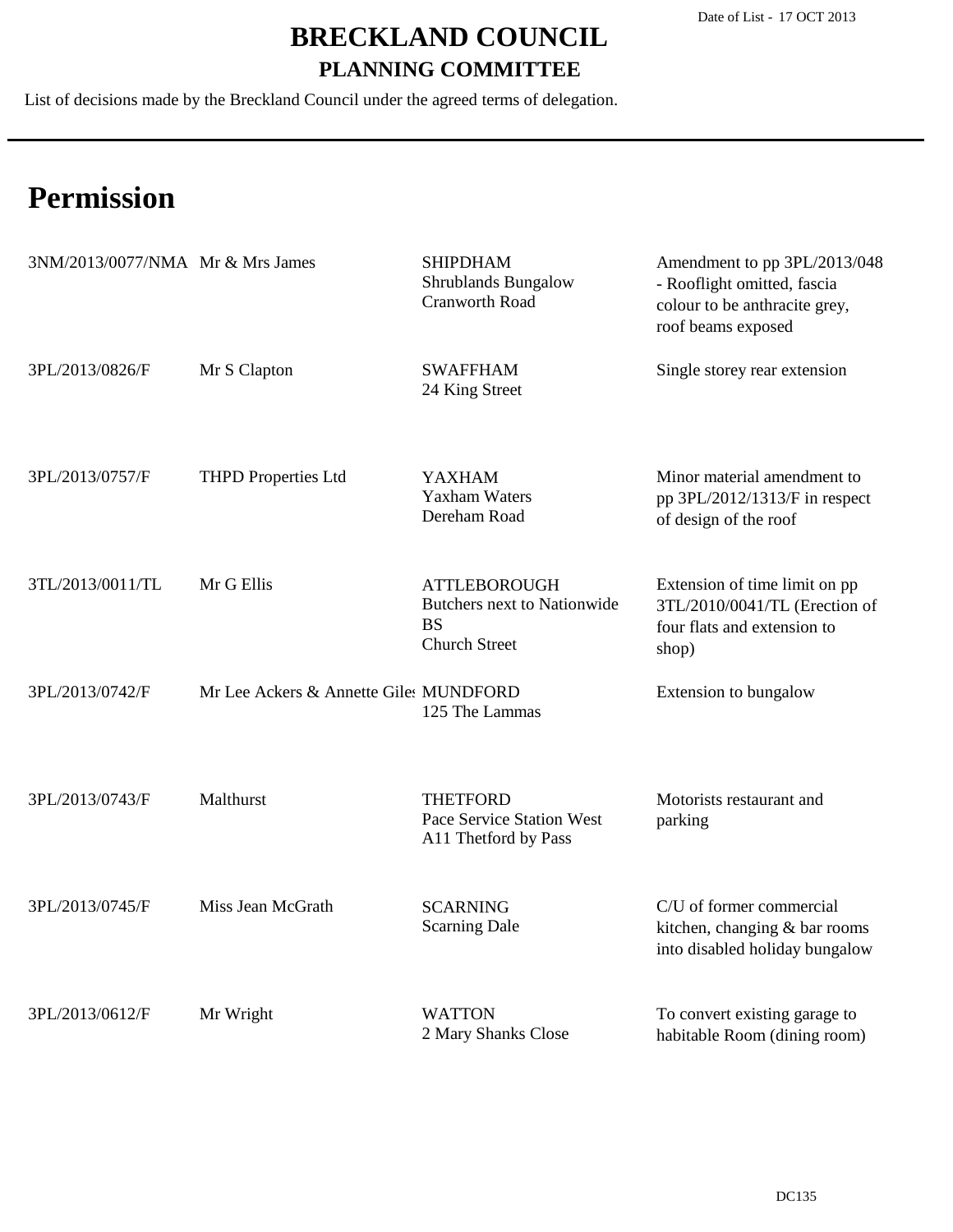# BRECKLAND COUNCIL

## PLANNING COMMITTEE

Date of List - 17 OCT 2013

List of decisions made by the Breckland Council under the agreed terms of delegation.

# Permission

| Reference | Applicant | Location | Proposal |
|---|---|---|---|
| 3NM/2013/0077/NMA | Mr & Mrs James | SHIPDHAM<br>Shrublands Bungalow<br>Cranworth Road | Amendment to pp 3PL/2013/048 - Rooflight omitted, fascia colour to be anthracite grey, roof beams exposed |
| 3PL/2013/0826/F | Mr S Clapton | SWAFFHAM<br>24 King Street | Single storey rear extension |
| 3PL/2013/0757/F | THPD Properties Ltd | YAXHAM<br>Yaxham Waters<br>Dereham Road | Minor material amendment to pp 3PL/2012/1313/F in respect of design of the roof |
| 3TL/2013/0011/TL | Mr G Ellis | ATTLEBOROUGH<br>Butchers next to Nationwide BS<br>Church Street | Extension of time limit on pp 3TL/2010/0041/TL (Erection of four flats and extension to shop) |
| 3PL/2013/0742/F | Mr Lee Ackers & Annette Giles | MUNDFORD<br>125 The Lammas | Extension to bungalow |
| 3PL/2013/0743/F | Malthurst | THETFORD<br>Pace Service Station West<br>A11 Thetford by Pass | Motorists restaurant and parking |
| 3PL/2013/0745/F | Miss Jean McGrath | SCARNING<br>Scarning Dale | C/U of former commercial kitchen, changing & bar rooms into disabled holiday bungalow |
| 3PL/2013/0612/F | Mr Wright | WATTON<br>2 Mary Shanks Close | To convert existing garage to habitable Room (dining room) |

DC135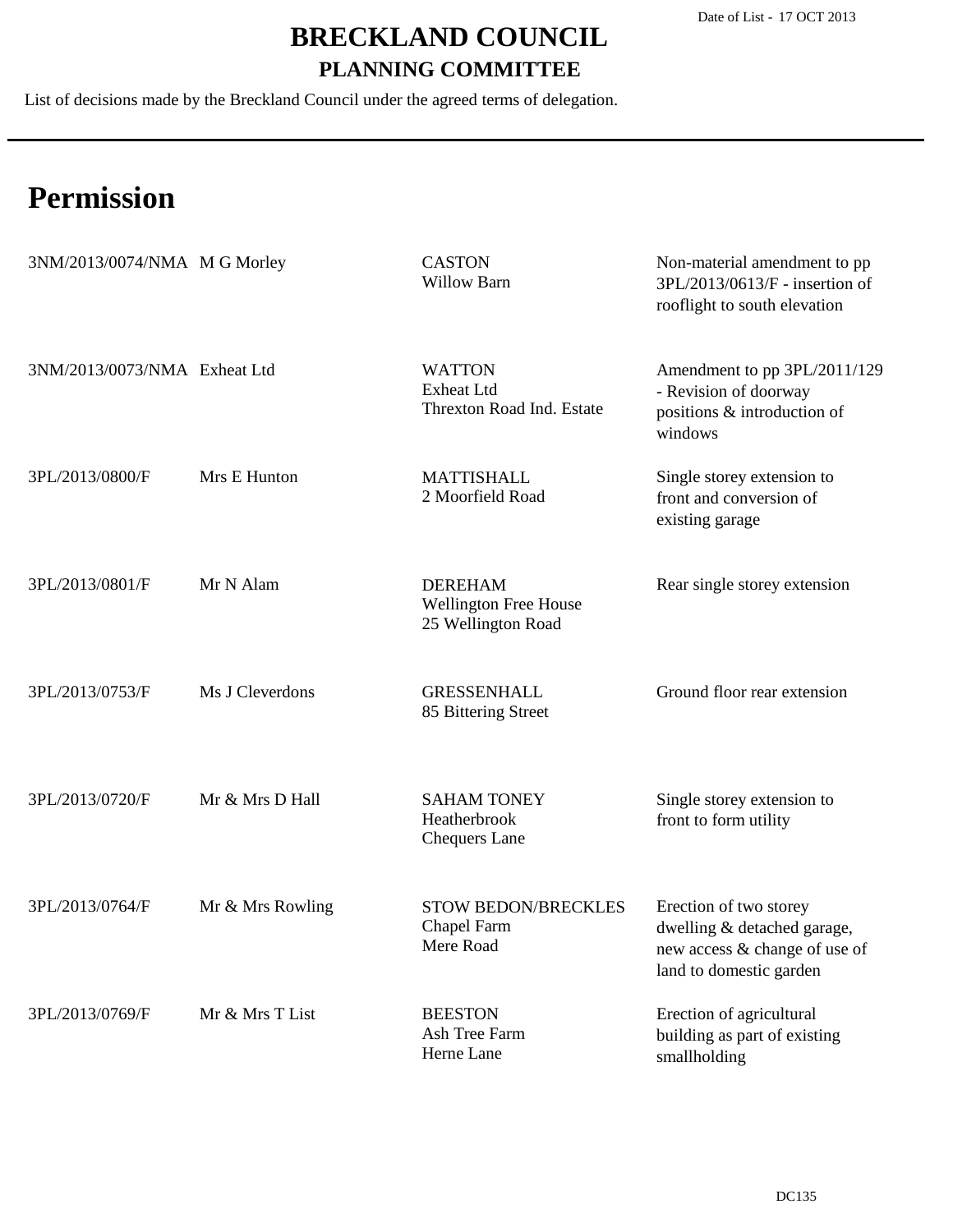# BRECKLAND COUNCIL

## PLANNING COMMITTEE

List of decisions made by the Breckland Council under the agreed terms of delegation.

Date of List - 17 OCT 2013

# Permission

| | | | |
|---|---|---|---|
| 3NM/2013/0074/NMA | M G Morley | CASTON<br>Willow Barn | Non-material amendment to pp 3PL/2013/0613/F - insertion of rooflight to south elevation |
| 3NM/2013/0073/NMA | Exheat Ltd | WATTON<br>Exheat Ltd<br>Threxton Road Ind. Estate | Amendment to pp 3PL/2011/129 - Revision of doorway positions & introduction of windows |
| 3PL/2013/0800/F | Mrs E Hunton | MATTISHALL<br>2 Moorfield Road | Single storey extension to front and conversion of existing garage |
| 3PL/2013/0801/F | Mr N Alam | DEREHAM<br>Wellington Free House<br>25 Wellington Road | Rear single storey extension |
| 3PL/2013/0753/F | Ms J Cleverdons | GRESSENHALL<br>85 Bittering Street | Ground floor rear extension |
| 3PL/2013/0720/F | Mr & Mrs D Hall | SAHAM TONEY<br>Heatherbrook<br>Chequers Lane | Single storey extension to front to form utility |
| 3PL/2013/0764/F | Mr & Mrs Rowling | STOW BEDON/BRECKLES<br>Chapel Farm<br>Mere Road | Erection of two storey dwelling & detached garage, new access & change of use of land to domestic garden |
| 3PL/2013/0769/F | Mr & Mrs T List | BEESTON<br>Ash Tree Farm<br>Herne Lane | Erection of agricultural building as part of existing smallholding |

DC135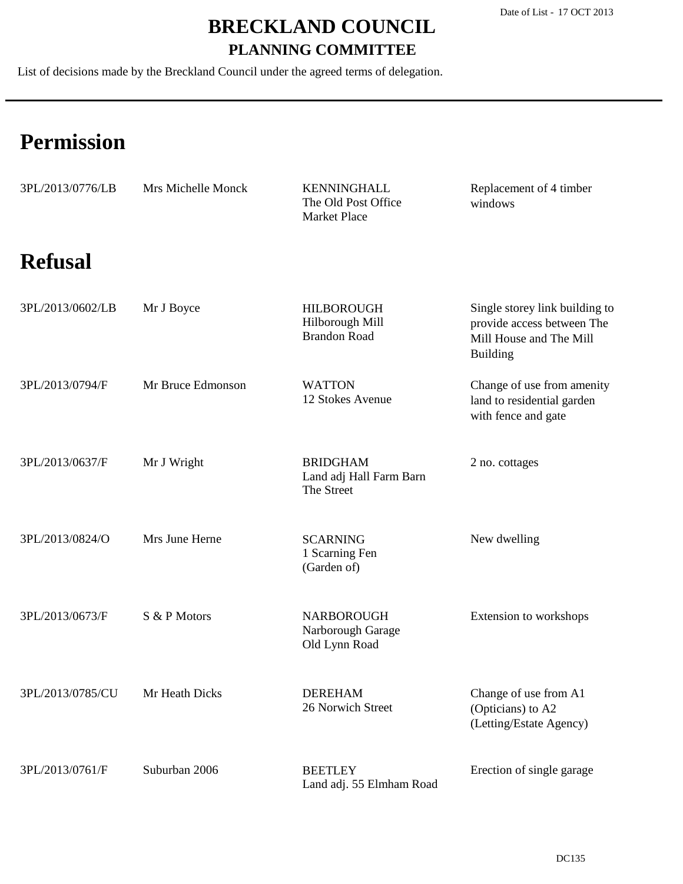Date of List - 17 OCT 2013

# BRECKLAND COUNCIL

## PLANNING COMMITTEE

List of decisions made by the Breckland Council under the agreed terms of delegation.

# Permission

| | | | |
|---|---|---|---|
| 3PL/2013/0776/LB | Mrs Michelle Monck | KENNINGHALL<br>The Old Post Office<br>Market Place | Replacement of 4 timber windows |

# Refusal

| | | | |
|---|---|---|---|
| 3PL/2013/0602/LB | Mr J Boyce | HILBOROUGH<br>Hilborough Mill<br>Brandon Road | Single storey link building to provide access between The Mill House and The Mill Building |
| 3PL/2013/0794/F | Mr Bruce Edmonson | WATTON<br>12 Stokes Avenue | Change of use from amenity land to residential garden with fence and gate |
| 3PL/2013/0637/F | Mr J Wright | BRIDGHAM<br>Land adj Hall Farm Barn<br>The Street | 2 no. cottages |
| 3PL/2013/0824/O | Mrs June Herne | SCARNING<br>1 Scarning Fen<br>(Garden of) | New dwelling |
| 3PL/2013/0673/F | S & P Motors | NARBOROUGH<br>Narborough Garage<br>Old Lynn Road | Extension to workshops |
| 3PL/2013/0785/CU | Mr Heath Dicks | DEREHAM<br>26 Norwich Street | Change of use from A1 (Opticians) to A2 (Letting/Estate Agency) |
| 3PL/2013/0761/F | Suburban 2006 | BEETLEY<br>Land adj. 55 Elmham Road | Erection of single garage |

DC135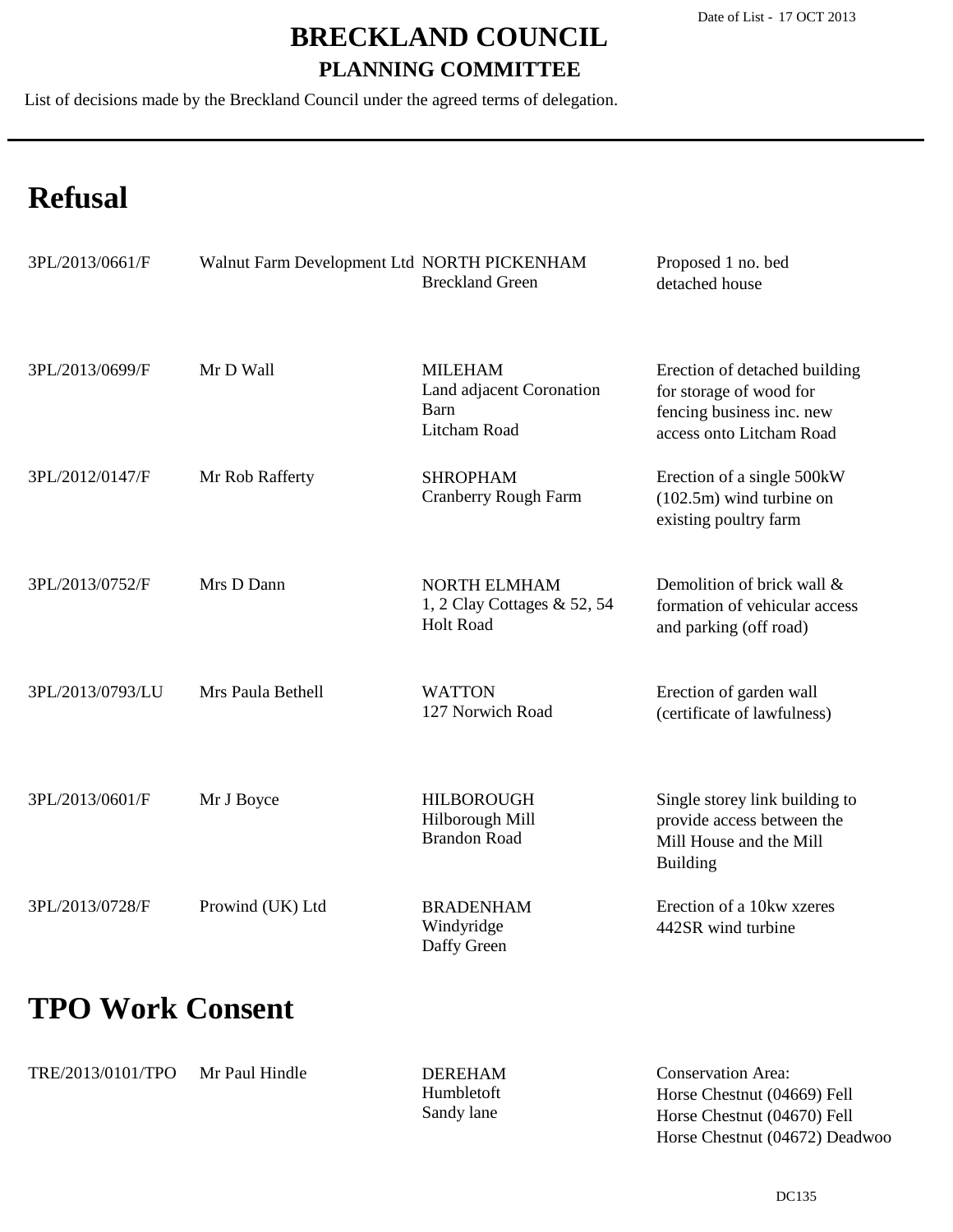# BRECKLAND COUNCIL

## PLANNING COMMITTEE

List of decisions made by the Breckland Council under the agreed terms of delegation.

Date of List - 17 OCT 2013

# Refusal

| | | | |
|---|---|---|---|
| 3PL/2013/0661/F | Walnut Farm Development Ltd | NORTH PICKENHAM<br>Breckland Green | Proposed 1 no. bed detached house |
| 3PL/2013/0699/F | Mr D Wall | MILEHAM<br>Land adjacent Coronation Barn<br>Litcham Road | Erection of detached building for storage of wood for fencing business inc. new access onto Litcham Road |
| 3PL/2012/0147/F | Mr Rob Rafferty | SHROPHAM<br>Cranberry Rough Farm | Erection of a single 500kW (102.5m) wind turbine on existing poultry farm |
| 3PL/2013/0752/F | Mrs D Dann | NORTH ELMHAM<br>1, 2 Clay Cottages & 52, 54 Holt Road | Demolition of brick wall & formation of vehicular access and parking (off road) |
| 3PL/2013/0793/LU | Mrs Paula Bethell | WATTON<br>127 Norwich Road | Erection of garden wall (certificate of lawfulness) |
| 3PL/2013/0601/F | Mr J Boyce | HILBOROUGH<br>Hilborough Mill<br>Brandon Road | Single storey link building to provide access between the Mill House and the Mill Building |
| 3PL/2013/0728/F | Prowind (UK) Ltd | BRADENHAM<br>Windyridge<br>Daffy Green | Erection of a 10kw xzeres 442SR wind turbine |

# TPO Work Consent

| | | | |
|---|---|---|---|
| TRE/2013/0101/TPO | Mr Paul Hindle | DEREHAM<br>Humbletoft<br>Sandy lane | Conservation Area:<br>Horse Chestnut (04669) Fell<br>Horse Chestnut (04670) Fell<br>Horse Chestnut (04672) Deadwoo |

DC135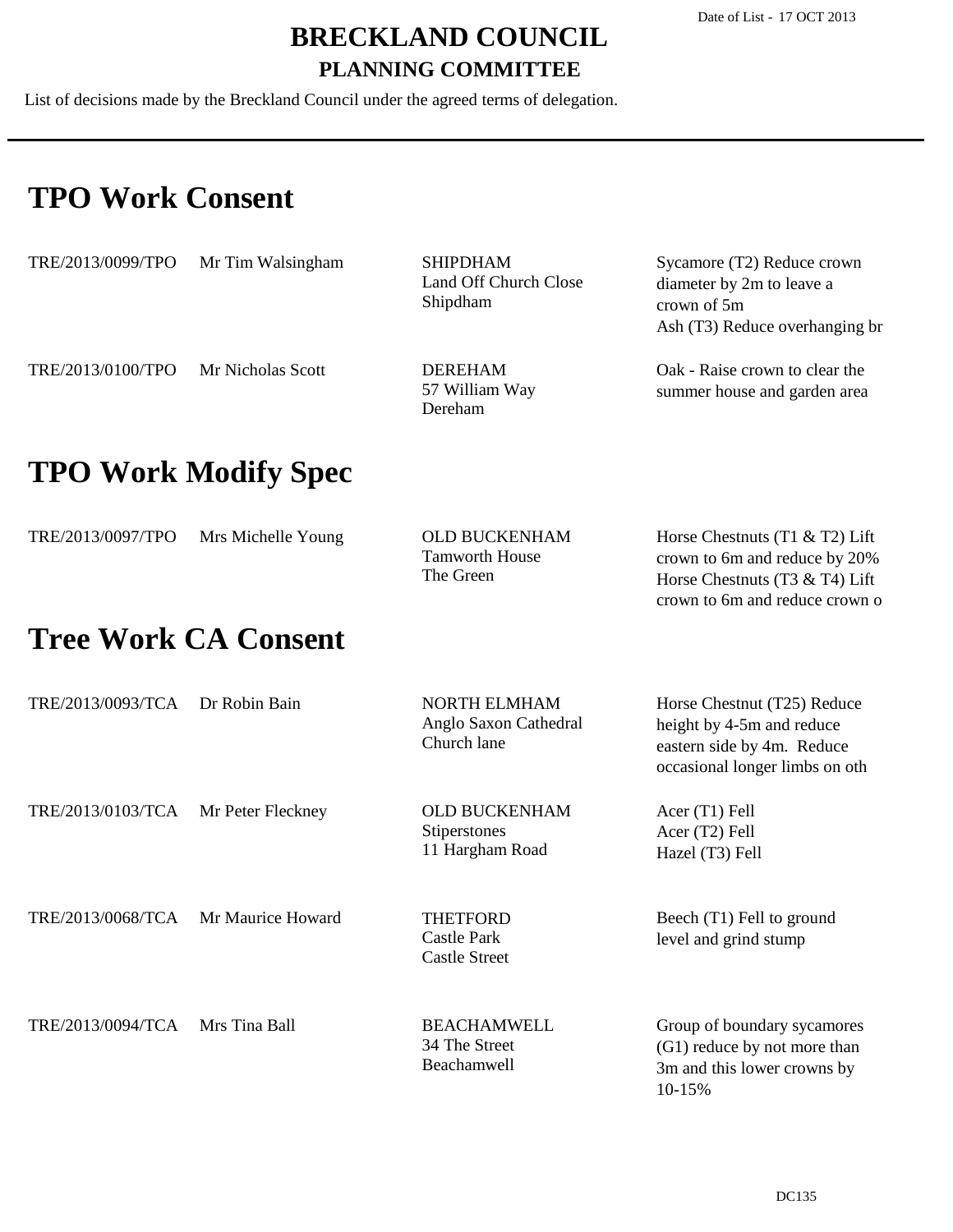Date of List - 17 OCT 2013

# BRECKLAND COUNCIL

## PLANNING COMMITTEE

List of decisions made by the Breckland Council under the agreed terms of delegation.

# TPO Work Consent

| | | | |
|---|---|---|---|
| TRE/2013/0099/TPO | Mr Tim Walsingham | SHIPDHAM<br>Land Off Church Close<br>Shipdham | Sycamore (T2) Reduce crown diameter by 2m to leave a crown of 5m<br>Ash (T3) Reduce overhanging br |
| TRE/2013/0100/TPO | Mr Nicholas Scott | DEREHAM<br>57 William Way<br>Dereham | Oak - Raise crown to clear the summer house and garden area |

# TPO Work Modify Spec

| | | | |
|---|---|---|---|
| TRE/2013/0097/TPO | Mrs Michelle Young | OLD BUCKENHAM<br>Tamworth House<br>The Green | Horse Chestnuts (T1 & T2) Lift crown to 6m and reduce by 20%<br>Horse Chestnuts (T3 & T4) Lift crown to 6m and reduce crown o |

# Tree Work CA Consent

| | | | |
|---|---|---|---|
| TRE/2013/0093/TCA | Dr Robin Bain | NORTH ELMHAM<br>Anglo Saxon Cathedral<br>Church lane | Horse Chestnut (T25) Reduce height by 4-5m and reduce eastern side by 4m. Reduce occasional longer limbs on oth |
| TRE/2013/0103/TCA | Mr Peter Fleckney | OLD BUCKENHAM<br>Stiperstones<br>11 Hargham Road | Acer (T1) Fell<br>Acer (T2) Fell<br>Hazel (T3) Fell |
| TRE/2013/0068/TCA | Mr Maurice Howard | THETFORD<br>Castle Park<br>Castle Street | Beech (T1) Fell to ground level and grind stump |
| TRE/2013/0094/TCA | Mrs Tina Ball | BEACHAMWELL<br>34 The Street<br>Beachamwell | Group of boundary sycamores (G1) reduce by not more than 3m and this lower crowns by 10-15% |

DC135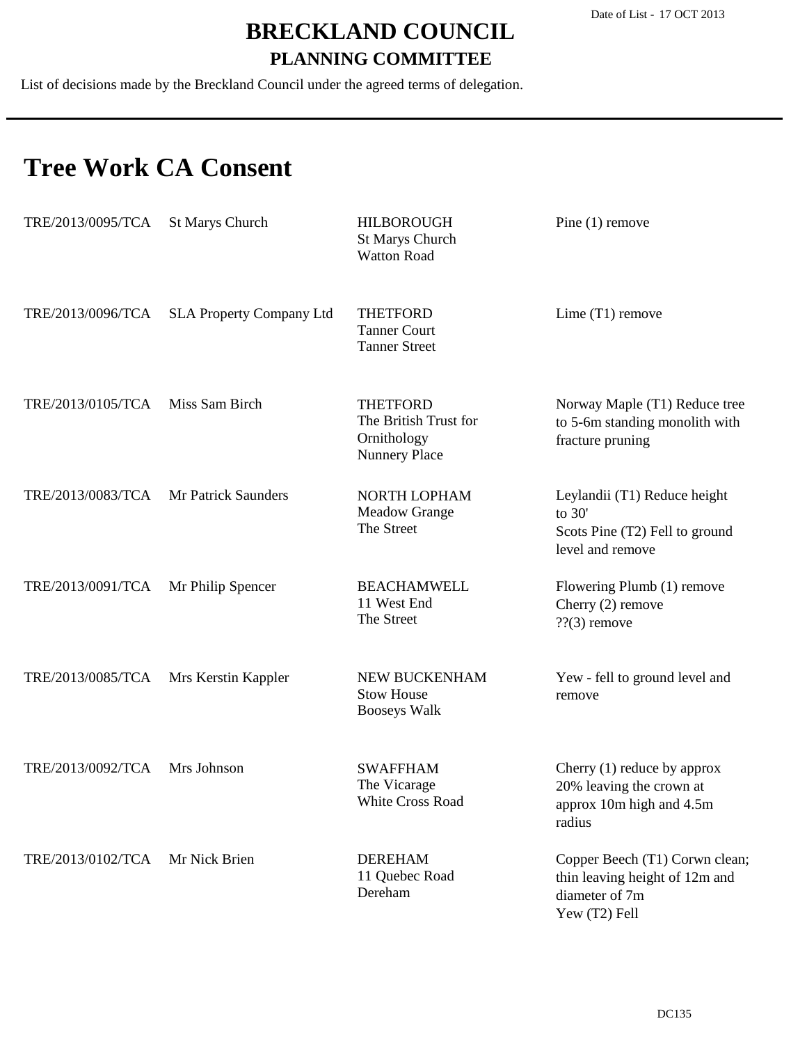Date of List - 17 OCT 2013

# BRECKLAND COUNCIL

## PLANNING COMMITTEE

List of decisions made by the Breckland Council under the agreed terms of delegation.

# Tree Work CA Consent

| Reference | Applicant | Location | Proposal |
|---|---|---|---|
| TRE/2013/0095/TCA | St Marys Church | HILBOROUGH<br>St Marys Church<br>Watton Road | Pine (1) remove |
| TRE/2013/0096/TCA | SLA Property Company Ltd | THETFORD<br>Tanner Court<br>Tanner Street | Lime (T1) remove |
| TRE/2013/0105/TCA | Miss Sam Birch | THETFORD<br>The British Trust for Ornithology<br>Nunnery Place | Norway Maple (T1) Reduce tree to 5-6m standing monolith with fracture pruning |
| TRE/2013/0083/TCA | Mr Patrick Saunders | NORTH LOPHAM<br>Meadow Grange<br>The Street | Leylandii (T1) Reduce height to 30'<br>Scots Pine (T2) Fell to ground level and remove |
| TRE/2013/0091/TCA | Mr Philip Spencer | BEACHAMWELL<br>11 West End<br>The Street | Flowering Plumb (1) remove<br>Cherry (2) remove<br>??(3) remove |
| TRE/2013/0085/TCA | Mrs Kerstin Kappler | NEW BUCKENHAM<br>Stow House<br>Booseys Walk | Yew - fell to ground level and remove |
| TRE/2013/0092/TCA | Mrs Johnson | SWAFFHAM<br>The Vicarage<br>White Cross Road | Cherry (1) reduce by approx 20% leaving the crown at approx 10m high and 4.5m radius |
| TRE/2013/0102/TCA | Mr Nick Brien | DEREHAM<br>11 Quebec Road<br>Dereham | Copper Beech (T1) Corwn clean; thin leaving height of 12m and diameter of 7m<br>Yew (T2) Fell |

DC135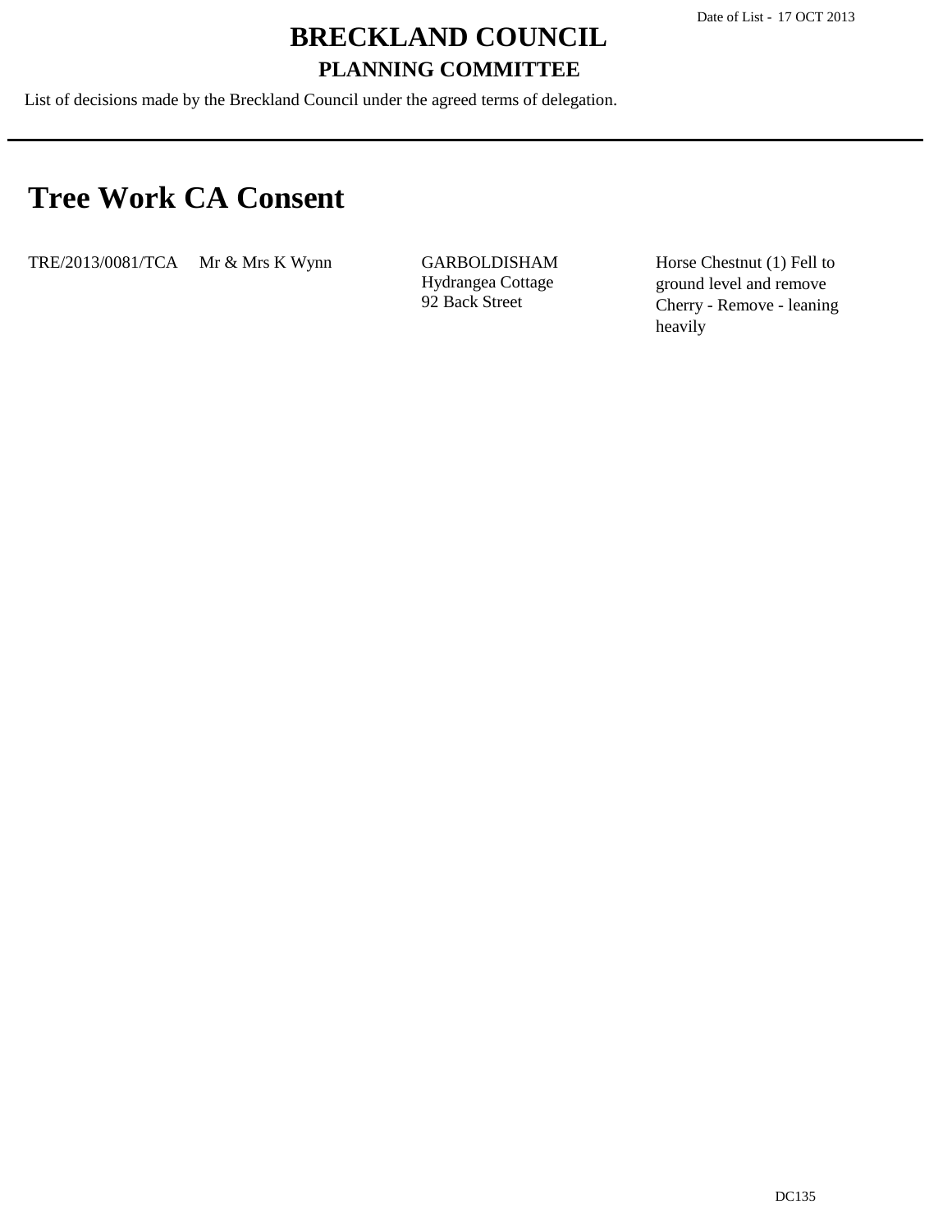# BRECKLAND COUNCIL

## PLANNING COMMITTEE

Date of List - 17 OCT 2013

List of decisions made by the Breckland Council under the agreed terms of delegation.

# Tree Work CA Consent

| | | | |
|---|---|---|---|
| TRE/2013/0081/TCA | Mr & Mrs K Wynn | GARBOLDISHAM<br>Hydrangea Cottage<br>92 Back Street | Horse Chestnut (1) Fell to ground level and remove<br>Cherry - Remove - leaning heavily |

DC135